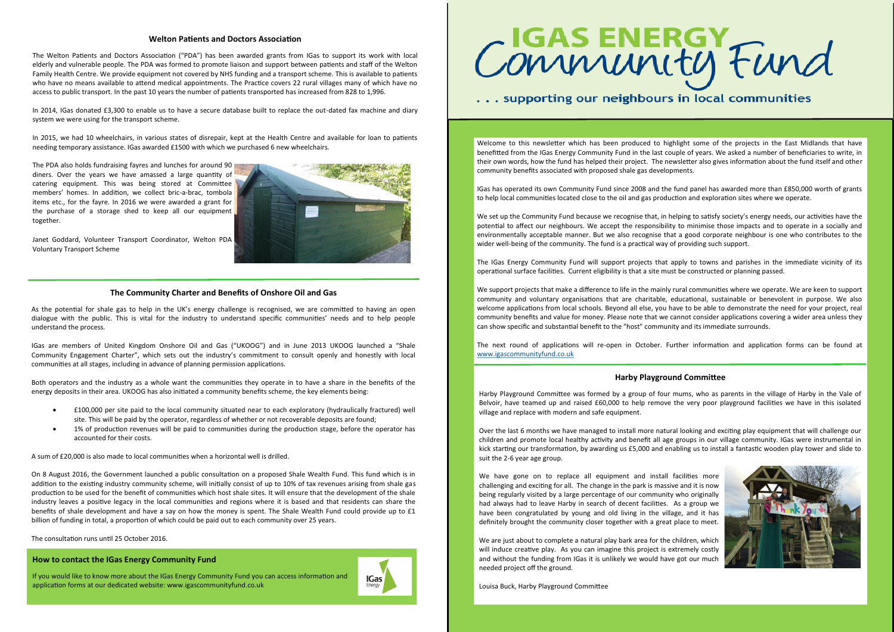# IGAS ENERGY Community Fund

. . . supporting our neighbours in local communities

Welcome to this newsletter which has been produced to highlight some of the projects in the East Midlands that have benefitted from the IGas Energy Community Fund in the last couple of years. We asked a number of beneficiaries to write, in their own words, how the fund has helped their project. The newsletter also gives information about the fund itself and other community benefits associated with proposed shale gas developments.

IGas has operated its own Community Fund since 2008 and the fund panel has awarded more than £850,000 worth of grants to help local communities located close to the oil and gas production and exploration sites where we operate.

We set up the Community Fund because we recognise that, in helping to satisfy society's energy needs, our activities have the potential to affect our neighbours. We accept the responsibility to minimise those impacts and to operate in a socially and environmentally acceptable manner. But we also recognise that a good corporate neighbour is one who contributes to the wider well-being of the community. The fund is a practical way of providing such support.

The IGas Energy Community Fund will support projects that apply to towns and parishes in the immediate vicinity of its operational surface facilities. Current eligibility is that a site must be constructed or planning passed.

We support projects that make a difference to life in the mainly rural communities where we operate. We are keen to support community and voluntary organisations that are charitable, educational, sustainable or benevolent in purpose. We also welcome applications from local schools. Beyond all else, you have to be able to demonstrate the need for your project, real community benefits and value for money. Please note that we cannot consider applications covering a wider area unless they can show specific and substantial benefit to the "host" community and its immediate surrounds.

The next round of applications will re-open in October. Further information and application forms can be found at www.igascommunityfund.co.uk

## Harby Playground Committee

Harby Playground Committee was formed by a group of four mums, who as parents in the village of Harby in the Vale of Belvoir, have teamed up and raised £60,000 to help remove the very poor playground facilities we have in this isolated village and replace with modern and safe equipment.

Over the last 6 months we have managed to install more natural looking and exciting play equipment that will challenge our children and promote local healthy activity and benefit all age groups in our village community. IGas were instrumental in kick starting our transformation, by awarding us £5,000 and enabling us to install a fantastic wooden play tower and slide to suit the 2-6 year age group.

We have gone on to replace all equipment and install facilities more challenging and exciting for all. The change in the park is massive and it is now being regularly visited by a large percentage of our community who originally had always had to leave Harby in search of decent facilities. As a group we have been congratulated by young and old living in the village, and it has definitely brought the community closer together with a great place to meet.

We are just about to complete a natural play bark area for the children, which will induce creative play. As you can imagine this project is extremely costly and without the funding from IGas it is unlikely we would have got our much needed project off the ground.

Louisa Buck, Harby Playground Committee

## Welton Patients and Doctors Association

The Welton Patients and Doctors Association ("PDA") has been awarded grants from IGas to support its work with local elderly and vulnerable people. The PDA was formed to promote liaison and support between patients and staff of the Welton Family Health Centre. We provide equipment not covered by NHS funding and a transport scheme. This is available to patients who have no means available to attend medical appointments. The Practice covers 22 rural villages many of which have no access to public transport. In the past 10 years the number of patients transported has increased from 828 to 1,996.

In 2014, IGas donated £3,300 to enable us to have a secure database built to replace the out-dated fax machine and diary system we were using for the transport scheme.

In 2015, we had 10 wheelchairs, in various states of disrepair, kept at the Health Centre and available for loan to patients needing temporary assistance. IGas awarded £1500 with which we purchased 6 new wheelchairs.

The PDA also holds fundraising fayres and lunches for around 90 diners. Over the years we have amassed a large quantity of catering equipment. This was being stored at Committee members' homes. In addition, we collect bric-a-brac, tombola items etc., for the fayre. In 2016 we were awarded a grant for the purchase of a storage shed to keep all our equipment together.

Janet Goddard, Volunteer Transport Coordinator, Welton PDA Voluntary Transport Scheme

## The Community Charter and Benefits of Onshore Oil and Gas

As the potential for shale gas to help in the UK's energy challenge is recognised, we are committed to having an open dialogue with the public. This is vital for the industry to understand specific communities' needs and to help people understand the process.

IGas are members of United Kingdom Onshore Oil and Gas ("UKOOG") and in June 2013 UKOOG launched a "Shale Community Engagement Charter", which sets out the industry's commitment to consult openly and honestly with local communities at all stages, including in advance of planning permission applications.

Both operators and the industry as a whole want the communities they operate in to have a share in the benefits of the energy deposits in their area. UKOOG has also initiated a community benefits scheme, the key elements being:

- £100,000 per site paid to the local community situated near to each exploratory (hydraulically fractured) well site. This will be paid by the operator, regardless of whether or not recoverable deposits are found;
- 1% of production revenues will be paid to communities during the production stage, before the operator has accounted for their costs.

A sum of £20,000 is also made to local communities when a horizontal well is drilled.

On 8 August 2016, the Government launched a public consultation on a proposed Shale Wealth Fund. This fund which is in addition to the existing industry community scheme, will initially consist of up to 10% of tax revenues arising from shale gas production to be used for the benefit of communities which host shale sites. It will ensure that the development of the shale industry leaves a positive legacy in the local communities and regions where it is based and that residents can share the benefits of shale development and have a say on how the money is spent. The Shale Wealth Fund could provide up to £1 billion of funding in total, a proportion of which could be paid out to each community over 25 years.

The consultation runs until 25 October 2016.

### How to contact the IGas Energy Community Fund

If you would like to know more about the IGas Energy Community Fund you can access information and application forms at our dedicated website: www.igascommunityfund.co.uk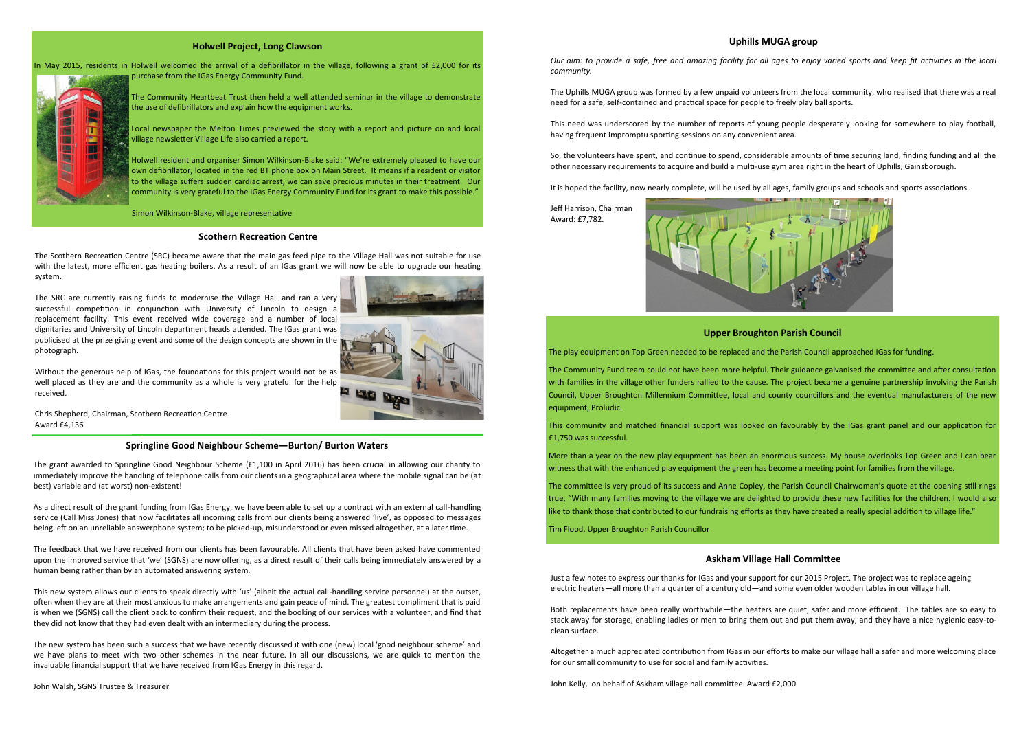## Holwell Project, Long Clawson

In May 2015, residents in Holwell welcomed the arrival of a defibrillator in the village, following a grant of £2,000 for its purchase from the IGas Energy Community Fund.

The Community Heartbeat Trust then held a well attended seminar in the village to demonstrate the use of defibrillators and explain how the equipment works.

Local newspaper the Melton Times previewed the story with a report and picture on and local village newsletter Village Life also carried a report.

Holwell resident and organiser Simon Wilkinson-Blake said: "We're extremely pleased to have our own defibrillator, located in the red BT phone box on Main Street. It means if a resident or visitor to the village suffers sudden cardiac arrest, we can save precious minutes in their treatment. Our community is very grateful to the IGas Energy Community Fund for its grant to make this possible."

Simon Wilkinson-Blake, village representative

## Scothern Recreation Centre

The Scothern Recreation Centre (SRC) became aware that the main gas feed pipe to the Village Hall was not suitable for use with the latest, more efficient gas heating boilers. As a result of an IGas grant we will now be able to upgrade our heating system.

The SRC are currently raising funds to modernise the Village Hall and ran a very successful competition in conjunction with University of Lincoln to design a replacement facility. This event received wide coverage and a number of local dignitaries and University of Lincoln department heads attended. The IGas grant was publicised at the prize giving event and some of the design concepts are shown in the photograph.

Without the generous help of IGas, the foundations for this project would not be as well placed as they are and the community as a whole is very grateful for the help received.

Chris Shepherd, Chairman, Scothern Recreation Centre
Award £4,136

## Springline Good Neighbour Scheme—Burton/ Burton Waters

The grant awarded to Springline Good Neighbour Scheme (£1,100 in April 2016) has been crucial in allowing our charity to immediately improve the handling of telephone calls from our clients in a geographical area where the mobile signal can be (at best) variable and (at worst) non-existent!

As a direct result of the grant funding from IGas Energy, we have been able to set up a contract with an external call-handling service (Call Miss Jones) that now facilitates all incoming calls from our clients being answered 'live', as opposed to messages being left on an unreliable answerphone system; to be picked-up, misunderstood or even missed altogether, at a later time.

The feedback that we have received from our clients has been favourable. All clients that have been asked have commented upon the improved service that 'we' (SGNS) are now offering, as a direct result of their calls being immediately answered by a human being rather than by an automated answering system.

This new system allows our clients to speak directly with 'us' (albeit the actual call-handling service personnel) at the outset, often when they are at their most anxious to make arrangements and gain peace of mind. The greatest compliment that is paid is when we (SGNS) call the client back to confirm their request, and the booking of our services with a volunteer, and find that they did not know that they had even dealt with an intermediary during the process.

The new system has been such a success that we have recently discussed it with one (new) local 'good neighbour scheme' and we have plans to meet with two other schemes in the near future. In all our discussions, we are quick to mention the invaluable financial support that we have received from IGas Energy in this regard.

John Walsh, SGNS Trustee & Treasurer

## Uphills MUGA group

*Our aim: to provide a safe, free and amazing facility for all ages to enjoy varied sports and keep fit activities in the local community.*

The Uphills MUGA group was formed by a few unpaid volunteers from the local community, who realised that there was a real need for a safe, self-contained and practical space for people to freely play ball sports.

This need was underscored by the number of reports of young people desperately looking for somewhere to play football, having frequent impromptu sporting sessions on any convenient area.

So, the volunteers have spent, and continue to spend, considerable amounts of time securing land, finding funding and all the other necessary requirements to acquire and build a multi-use gym area right in the heart of Uphills, Gainsborough.

It is hoped the facility, now nearly complete, will be used by all ages, family groups and schools and sports associations.

Jeff Harrison, Chairman
Award: £7,782.

## Upper Broughton Parish Council

The play equipment on Top Green needed to be replaced and the Parish Council approached IGas for funding.

The Community Fund team could not have been more helpful. Their guidance galvanised the committee and after consultation with families in the village other funders rallied to the cause. The project became a genuine partnership involving the Parish Council, Upper Broughton Millennium Committee, local and county councillors and the eventual manufacturers of the new equipment, Proludic.

This community and matched financial support was looked on favourably by the IGas grant panel and our application for £1,750 was successful.

More than a year on the new play equipment has been an enormous success. My house overlooks Top Green and I can bear witness that with the enhanced play equipment the green has become a meeting point for families from the village.

The committee is very proud of its success and Anne Copley, the Parish Council Chairwoman's quote at the opening still rings true, "With many families moving to the village we are delighted to provide these new facilities for the children. I would also like to thank those that contributed to our fundraising efforts as they have created a really special addition to village life."

Tim Flood, Upper Broughton Parish Councillor

## Askham Village Hall Committee

Just a few notes to express our thanks for IGas and your support for our 2015 Project. The project was to replace ageing electric heaters—all more than a quarter of a century old—and some even older wooden tables in our village hall.

Both replacements have been really worthwhile—the heaters are quiet, safer and more efficient. The tables are so easy to stack away for storage, enabling ladies or men to bring them out and put them away, and they have a nice hygienic easy-to-clean surface.

Altogether a much appreciated contribution from IGas in our efforts to make our village hall a safer and more welcoming place for our small community to use for social and family activities.

John Kelly, on behalf of Askham village hall committee. Award £2,000